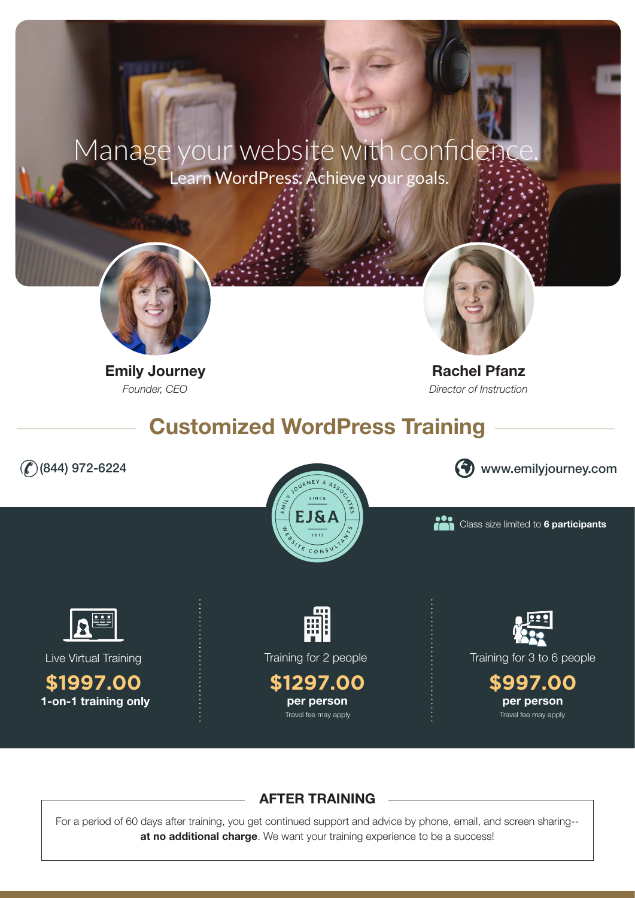# Manage your website with confidence.

Learn WordPress. Achieve your goals.

**Emily Journey**
*Founder, CEO*

**Rachel Pfanz**
*Director of Instruction*

## Customized WordPress Training

(844) 972-6224

www.emilyjourney.com

EMILY JOURNEY & ASSOCIATES
SINCE
EJ&A
2012
WEBSITE CONSULTANTS

Class size limited to **6 participants**

Live Virtual Training
**$1997.00**
**1-on-1 training only**

Training for 2 people
**$1297.00**
**per person**
Travel fee may apply

Training for 3 to 6 people
**$997.00**
**per person**
Travel fee may apply

### AFTER TRAINING

For a period of 60 days after training, you get continued support and advice by phone, email, and screen sharing-- **at no additional charge**. We want your training experience to be a success!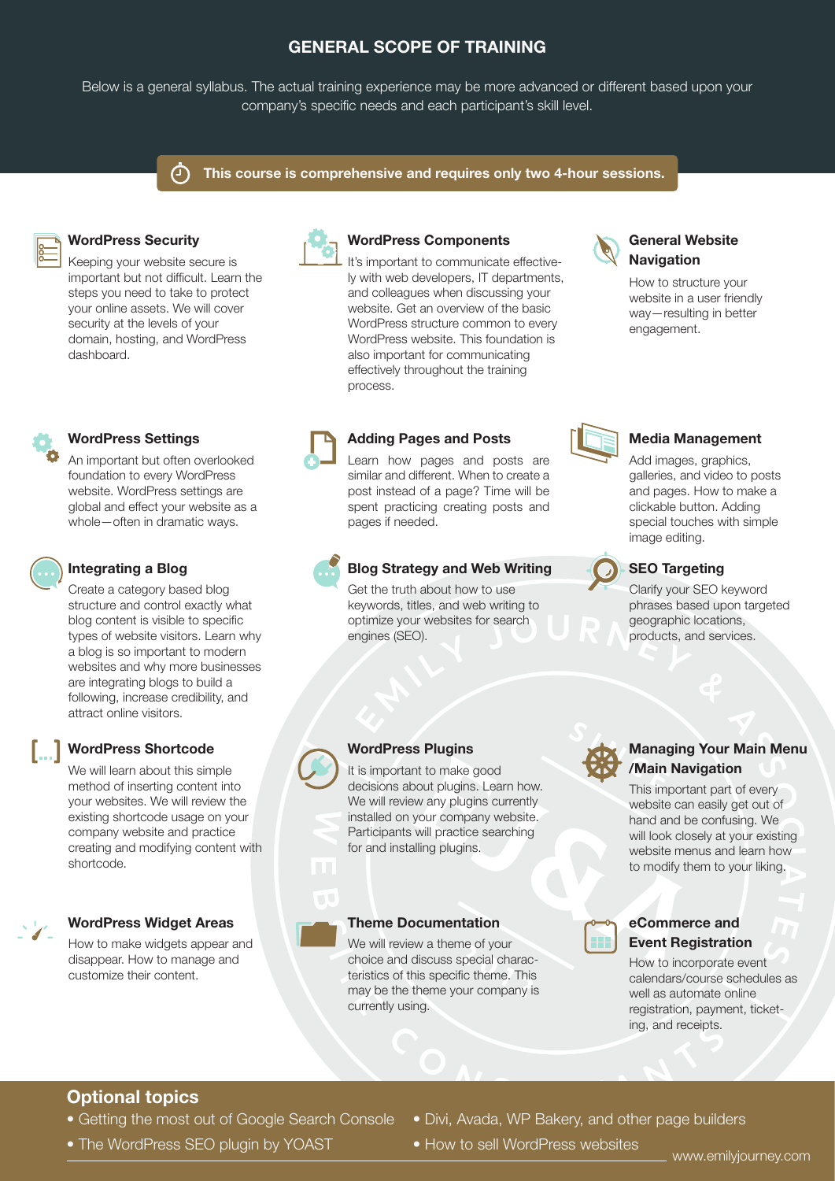# GENERAL SCOPE OF TRAINING

Below is a general syllabus. The actual training experience may be more advanced or different based upon your company's specific needs and each participant's skill level.

**This course is comprehensive and requires only two 4-hour sessions.**

### WordPress Security

Keeping your website secure is important but not difficult. Learn the steps you need to take to protect your online assets. We will cover security at the levels of your domain, hosting, and WordPress dashboard.

### WordPress Components

It's important to communicate effectively with web developers, IT departments, and colleagues when discussing your website. Get an overview of the basic WordPress structure common to every WordPress website. This foundation is also important for communicating effectively throughout the training process.

### General Website Navigation

How to structure your website in a user friendly way—resulting in better engagement.

### WordPress Settings

An important but often overlooked foundation to every WordPress website. WordPress settings are global and effect your website as a whole—often in dramatic ways.

### Adding Pages and Posts

Learn how pages and posts are similar and different. When to create a post instead of a page? Time will be spent practicing creating posts and pages if needed.

### Media Management

Add images, graphics, galleries, and video to posts and pages. How to make a clickable button. Adding special touches with simple image editing.

### Integrating a Blog

Create a category based blog structure and control exactly what blog content is visible to specific types of website visitors. Learn why a blog is so important to modern websites and why more businesses are integrating blogs to build a following, increase credibility, and attract online visitors.

### Blog Strategy and Web Writing

Get the truth about how to use keywords, titles, and web writing to optimize your websites for search engines (SEO).

### SEO Targeting

Clarify your SEO keyword phrases based upon targeted geographic locations, products, and services.

### WordPress Shortcode

We will learn about this simple method of inserting content into your websites. We will review the existing shortcode usage on your company website and practice creating and modifying content with shortcode.

### WordPress Plugins

It is important to make good decisions about plugins. Learn how. We will review any plugins currently installed on your company website. Participants will practice searching for and installing plugins.

### Managing Your Main Menu /Main Navigation

This important part of every website can easily get out of hand and be confusing. We will look closely at your existing website menus and learn how to modify them to your liking.

### WordPress Widget Areas

How to make widgets appear and disappear. How to manage and customize their content.

### Theme Documentation

We will review a theme of your choice and discuss special characteristics of this specific theme. This may be the theme your company is currently using.

### eCommerce and Event Registration

How to incorporate event calendars/course schedules as well as automate online registration, payment, ticketing, and receipts.

## Optional topics

- Getting the most out of Google Search Console
- The WordPress SEO plugin by YOAST
- Divi, Avada, WP Bakery, and other page builders
- How to sell WordPress websites

www.emilyjourney.com